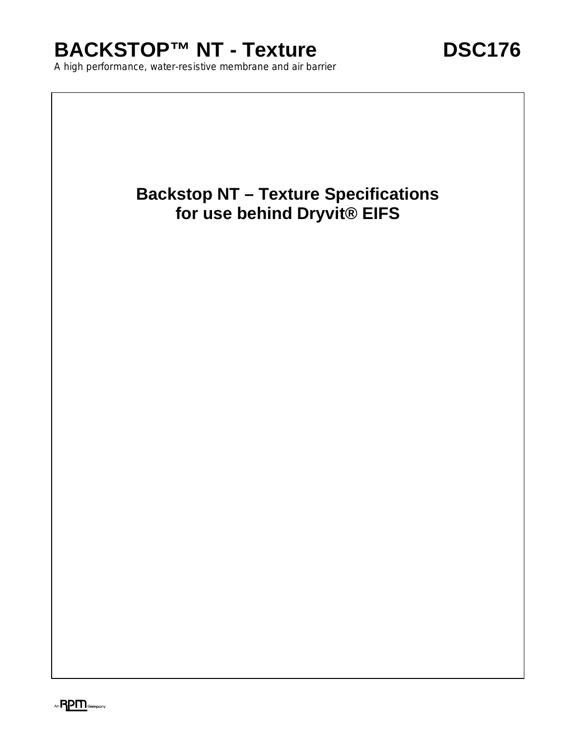# BACKSTOP™ NT - Texture DSC176

*A high performance, water-resistive membrane and air barrier*

## Backstop NT – Texture Specifications for use behind Dryvit® EIFS

An RPM Company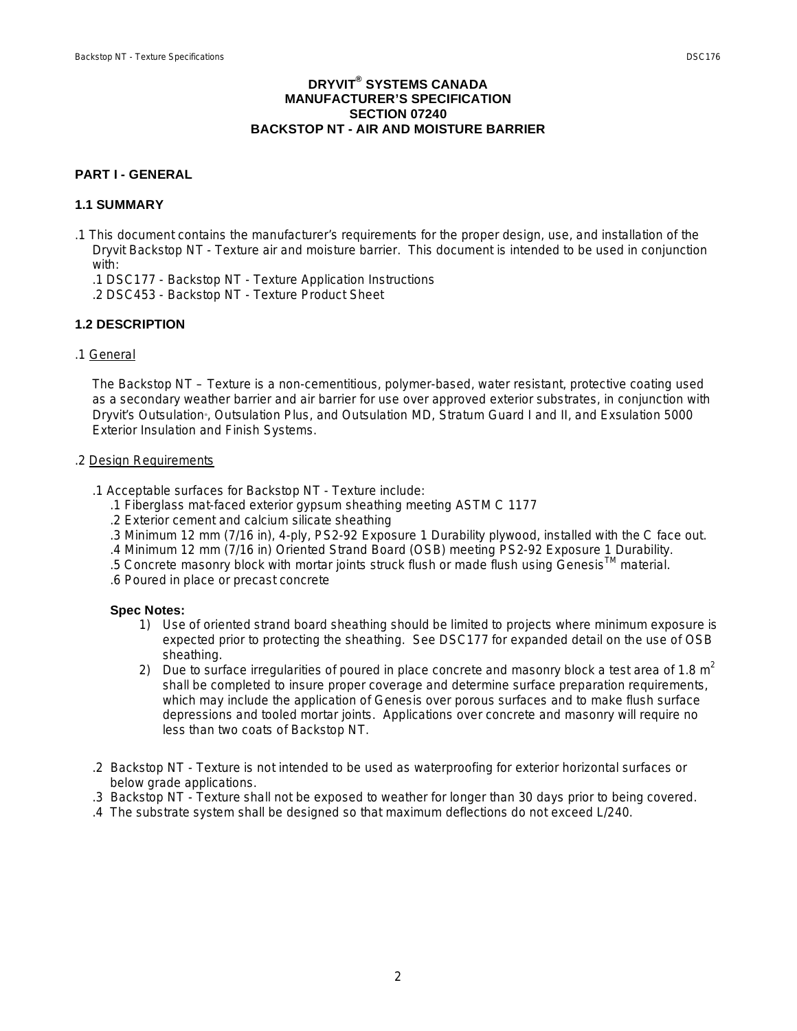**DRYVIT® SYSTEMS CANADA**
**MANUFACTURER'S SPECIFICATION**
**SECTION 07240**
**BACKSTOP NT - AIR AND MOISTURE BARRIER**

## PART I - GENERAL

### 1.1 SUMMARY

.1 This document contains the manufacturer's requirements for the proper design, use, and installation of the Dryvit Backstop NT - Texture air and moisture barrier. This document is intended to be used in conjunction with:

- .1 DSC177 - Backstop NT - Texture Application Instructions
- .2 DSC453 - Backstop NT - Texture Product Sheet

### 1.2 DESCRIPTION

.1 General

The Backstop NT – Texture is a non-cementitious, polymer-based, water resistant, protective coating used as a secondary weather barrier and air barrier for use over approved exterior substrates, in conjunction with Dryvit's Outsulation®, Outsulation Plus, and Outsulation MD, Stratum Guard I and II, and Exsulation 5000 Exterior Insulation and Finish Systems.

.2 Design Requirements

- .1 Acceptable surfaces for Backstop NT - Texture include:
  - .1 Fiberglass mat-faced exterior gypsum sheathing meeting ASTM C 1177
  - .2 Exterior cement and calcium silicate sheathing
  - .3 Minimum 12 mm (7/16 in), 4-ply, PS2-92 Exposure 1 Durability plywood, installed with the C face out.
  - .4 Minimum 12 mm (7/16 in) Oriented Strand Board (OSB) meeting PS2-92 Exposure 1 Durability.
  - .5 Concrete masonry block with mortar joints struck flush or made flush using Genesis™ material.
  - .6 Poured in place or precast concrete

  **Spec Notes:**
  1) Use of oriented strand board sheathing should be limited to projects where minimum exposure is expected prior to protecting the sheathing. See DSC177 for expanded detail on the use of OSB sheathing.
  2) Due to surface irregularities of poured in place concrete and masonry block a test area of 1.8 $m^2$ shall be completed to insure proper coverage and determine surface preparation requirements, which may include the application of Genesis over porous surfaces and to make flush surface depressions and tooled mortar joints. Applications over concrete and masonry will require no less than two coats of Backstop NT.

- .2 Backstop NT - Texture is not intended to be used as waterproofing for exterior horizontal surfaces or below grade applications.
- .3 Backstop NT - Texture shall not be exposed to weather for longer than 30 days prior to being covered.
- .4 The substrate system shall be designed so that maximum deflections do not exceed L/240.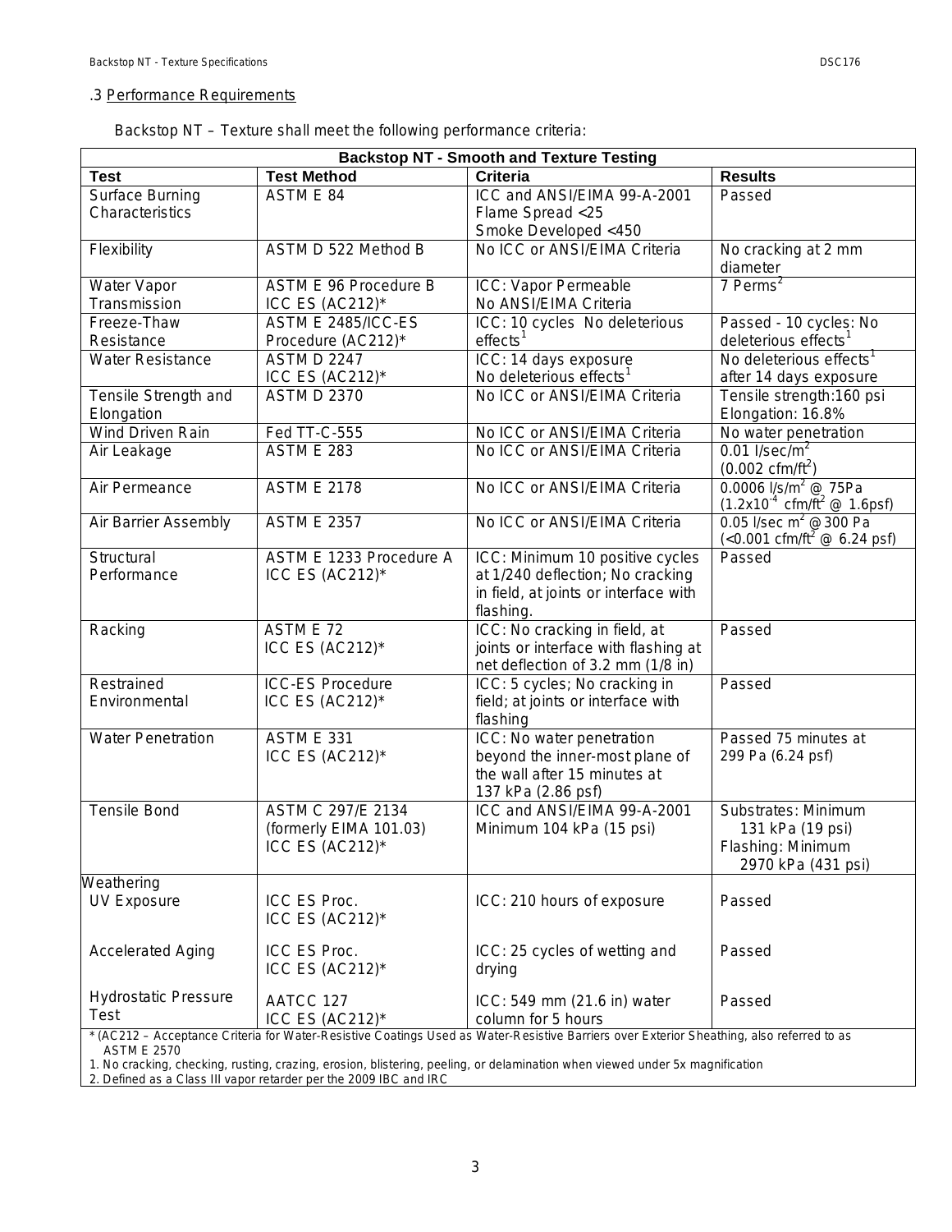.3 Performance Requirements

Backstop NT – Texture shall meet the following performance criteria:

| Backstop NT - Smooth and Texture Testing | | | |
|---|---|---|---|
| **Test** | **Test Method** | **Criteria** | **Results** |
| Surface Burning Characteristics | ASTM E 84 | ICC and ANSI/EIMA 99-A-2001 Flame Spread <25 Smoke Developed <450 | Passed |
| Flexibility | ASTM D 522 Method B | No ICC or ANSI/EIMA Criteria | No cracking at 2 mm diameter |
| Water Vapor Transmission | ASTM E 96 Procedure B ICC ES (AC212)* | ICC: Vapor Permeable No ANSI/EIMA Criteria | 7 Perms[2] |
| Freeze-Thaw Resistance | ASTM E 2485/ICC-ES Procedure (AC212)* | ICC: 10 cycles No deleterious effects[1] | Passed - 10 cycles: No deleterious effects[1] |
| Water Resistance | ASTM D 2247 ICC ES (AC212)* | ICC: 14 days exposure No deleterious effects[1] | No deleterious effects[1] after 14 days exposure |
| Tensile Strength and Elongation | ASTM D 2370 | No ICC or ANSI/EIMA Criteria | Tensile strength:160 psi Elongation: 16.8% |
| Wind Driven Rain | Fed TT-C-555 | No ICC or ANSI/EIMA Criteria | No water penetration |
| Air Leakage | ASTM E 283 | No ICC or ANSI/EIMA Criteria | 0.01 l/sec/m$^2$ (0.002 cfm/ft$^2$) |
| Air Permeance | ASTM E 2178 | No ICC or ANSI/EIMA Criteria | 0.0006 l/s/m$^2$ @ 75Pa ($1.2 \times 10^{-4}$ cfm/ft$^2$ @ 1.6psf) |
| Air Barrier Assembly | ASTM E 2357 | No ICC or ANSI/EIMA Criteria | 0.05 l/sec m$^2$ @ 300 Pa (<0.001 cfm/ft$^2$ @ 6.24 psf) |
| Structural Performance | ASTM E 1233 Procedure A ICC ES (AC212)* | ICC: Minimum 10 positive cycles at 1/240 deflection; No cracking in field, at joints or interface with flashing. | Passed |
| Racking | ASTM E 72 ICC ES (AC212)* | ICC: No cracking in field, at joints or interface with flashing at net deflection of 3.2 mm (1/8 in) | Passed |
| Restrained Environmental | ICC-ES Procedure ICC ES (AC212)* | ICC: 5 cycles; No cracking in field; at joints or interface with flashing | Passed |
| Water Penetration | ASTM E 331 ICC ES (AC212)* | ICC: No water penetration beyond the inner-most plane of the wall after 15 minutes at 137 kPa (2.86 psf) | Passed 75 minutes at 299 Pa (6.24 psf) |
| Tensile Bond | ASTM C 297/E 2134 (formerly EIMA 101.03) ICC ES (AC212)* | ICC and ANSI/EIMA 99-A-2001 Minimum 104 kPa (15 psi) | Substrates: Minimum 131 kPa (19 psi) Flashing: Minimum 2970 kPa (431 psi) |
| Weathering | | | |
| UV Exposure | ICC ES Proc. ICC ES (AC212)* | ICC: 210 hours of exposure | Passed |
| Accelerated Aging | ICC ES Proc. ICC ES (AC212)* | ICC: 25 cycles of wetting and drying | Passed |
| Hydrostatic Pressure Test | AATCC 127 ICC ES (AC212)* | ICC: 549 mm (21.6 in) water column for 5 hours | Passed |

* (AC212 – Acceptance Criteria for Water-Resistive Coatings Used as Water-Resistive Barriers over Exterior Sheathing, also referred to as ASTM E 2570

1. No cracking, checking, rusting, crazing, erosion, blistering, peeling, or delamination when viewed under 5x magnification
2. Defined as a Class III vapor retarder per the 2009 IBC and IRC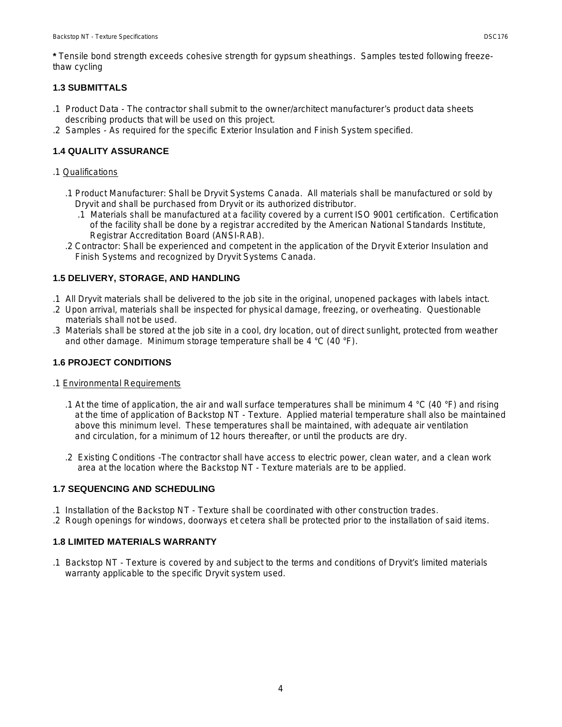**\*** Tensile bond strength exceeds cohesive strength for gypsum sheathings. Samples tested following freeze-thaw cycling

### 1.3 SUBMITTALS

.1 Product Data - The contractor shall submit to the owner/architect manufacturer's product data sheets describing products that will be used on this project.
.2 Samples - As required for the specific Exterior Insulation and Finish System specified.

### 1.4 QUALITY ASSURANCE

.1 Qualifications

- .1 Product Manufacturer: Shall be Dryvit Systems Canada. All materials shall be manufactured or sold by Dryvit and shall be purchased from Dryvit or its authorized distributor.
  - .1 Materials shall be manufactured at a facility covered by a current ISO 9001 certification. Certification of the facility shall be done by a registrar accredited by the American National Standards Institute, Registrar Accreditation Board (ANSI-RAB).
- .2 Contractor: Shall be experienced and competent in the application of the Dryvit Exterior Insulation and Finish Systems and recognized by Dryvit Systems Canada.

### 1.5 DELIVERY, STORAGE, AND HANDLING

.1 All Dryvit materials shall be delivered to the job site in the original, unopened packages with labels intact.
.2 Upon arrival, materials shall be inspected for physical damage, freezing, or overheating. Questionable materials shall not be used.
.3 Materials shall be stored at the job site in a cool, dry location, out of direct sunlight, protected from weather and other damage. Minimum storage temperature shall be 4 °C (40 °F).

### 1.6 PROJECT CONDITIONS

.1 Environmental Requirements

- .1 At the time of application, the air and wall surface temperatures shall be minimum 4 °C (40 °F) and rising at the time of application of Backstop NT - Texture. Applied material temperature shall also be maintained above this minimum level. These temperatures shall be maintained, with adequate air ventilation and circulation, for a minimum of 12 hours thereafter, or until the products are dry.

- .2 Existing Conditions -The contractor shall have access to electric power, clean water, and a clean work area at the location where the Backstop NT - Texture materials are to be applied.

### 1.7 SEQUENCING AND SCHEDULING

.1 Installation of the Backstop NT - Texture shall be coordinated with other construction trades.
.2 Rough openings for windows, doorways et cetera shall be protected prior to the installation of said items.

### 1.8 LIMITED MATERIALS WARRANTY

.1 Backstop NT - Texture is covered by and subject to the terms and conditions of Dryvit's limited materials warranty applicable to the specific Dryvit system used.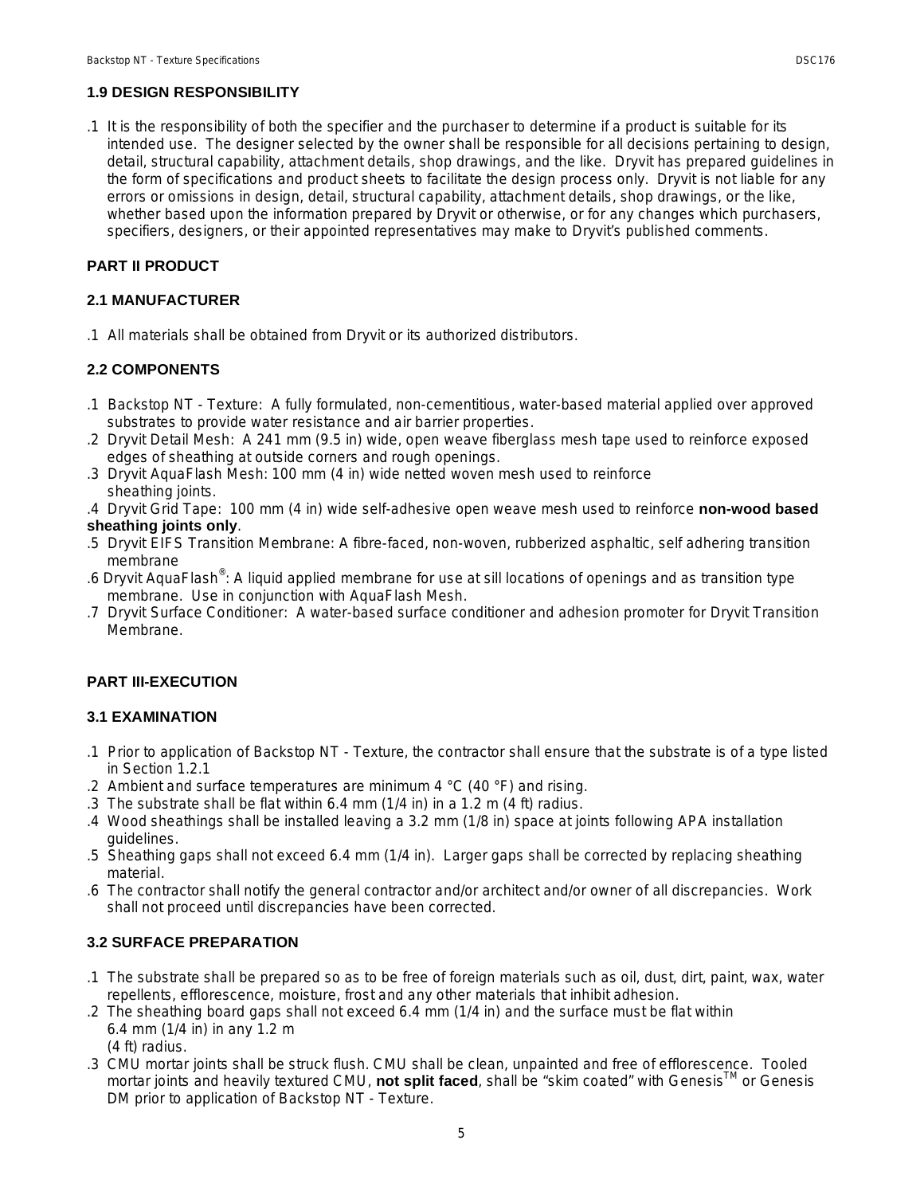### 1.9 DESIGN RESPONSIBILITY

.1 It is the responsibility of both the specifier and the purchaser to determine if a product is suitable for its intended use. The designer selected by the owner shall be responsible for all decisions pertaining to design, detail, structural capability, attachment details, shop drawings, and the like. Dryvit has prepared guidelines in the form of specifications and product sheets to facilitate the design process only. Dryvit is not liable for any errors or omissions in design, detail, structural capability, attachment details, shop drawings, or the like, whether based upon the information prepared by Dryvit or otherwise, or for any changes which purchasers, specifiers, designers, or their appointed representatives may make to Dryvit's published comments.

## PART II PRODUCT

### 2.1 MANUFACTURER

.1 All materials shall be obtained from Dryvit or its authorized distributors.

### 2.2 COMPONENTS

.1 Backstop NT - Texture: A fully formulated, non-cementitious, water-based material applied over approved substrates to provide water resistance and air barrier properties.
.2 Dryvit Detail Mesh: A 241 mm (9.5 in) wide, open weave fiberglass mesh tape used to reinforce exposed edges of sheathing at outside corners and rough openings.
.3 Dryvit AquaFlash Mesh: 100 mm (4 in) wide netted woven mesh used to reinforce sheathing joints.
.4 Dryvit Grid Tape: 100 mm (4 in) wide self-adhesive open weave mesh used to reinforce **non-wood based sheathing joints only**.
.5 Dryvit EIFS Transition Membrane: A fibre-faced, non-woven, rubberized asphaltic, self adhering transition membrane
.6 Dryvit AquaFlash®: A liquid applied membrane for use at sill locations of openings and as transition type membrane. Use in conjunction with AquaFlash Mesh.
.7 Dryvit Surface Conditioner: A water-based surface conditioner and adhesion promoter for Dryvit Transition Membrane.

## PART III-EXECUTION

### 3.1 EXAMINATION

.1 Prior to application of Backstop NT - Texture, the contractor shall ensure that the substrate is of a type listed in Section 1.2.1
.2 Ambient and surface temperatures are minimum 4 °C (40 °F) and rising.
.3 The substrate shall be flat within 6.4 mm (1/4 in) in a 1.2 m (4 ft) radius.
.4 Wood sheathings shall be installed leaving a 3.2 mm (1/8 in) space at joints following APA installation guidelines.
.5 Sheathing gaps shall not exceed 6.4 mm (1/4 in). Larger gaps shall be corrected by replacing sheathing material.
.6 The contractor shall notify the general contractor and/or architect and/or owner of all discrepancies. Work shall not proceed until discrepancies have been corrected.

### 3.2 SURFACE PREPARATION

.1 The substrate shall be prepared so as to be free of foreign materials such as oil, dust, dirt, paint, wax, water repellents, efflorescence, moisture, frost and any other materials that inhibit adhesion.
.2 The sheathing board gaps shall not exceed 6.4 mm (1/4 in) and the surface must be flat within 6.4 mm (1/4 in) in any 1.2 m (4 ft) radius.
.3 CMU mortar joints shall be struck flush. CMU shall be clean, unpainted and free of efflorescence. Tooled mortar joints and heavily textured CMU, **not split faced**, shall be "skim coated" with Genesis™ or Genesis DM prior to application of Backstop NT - Texture.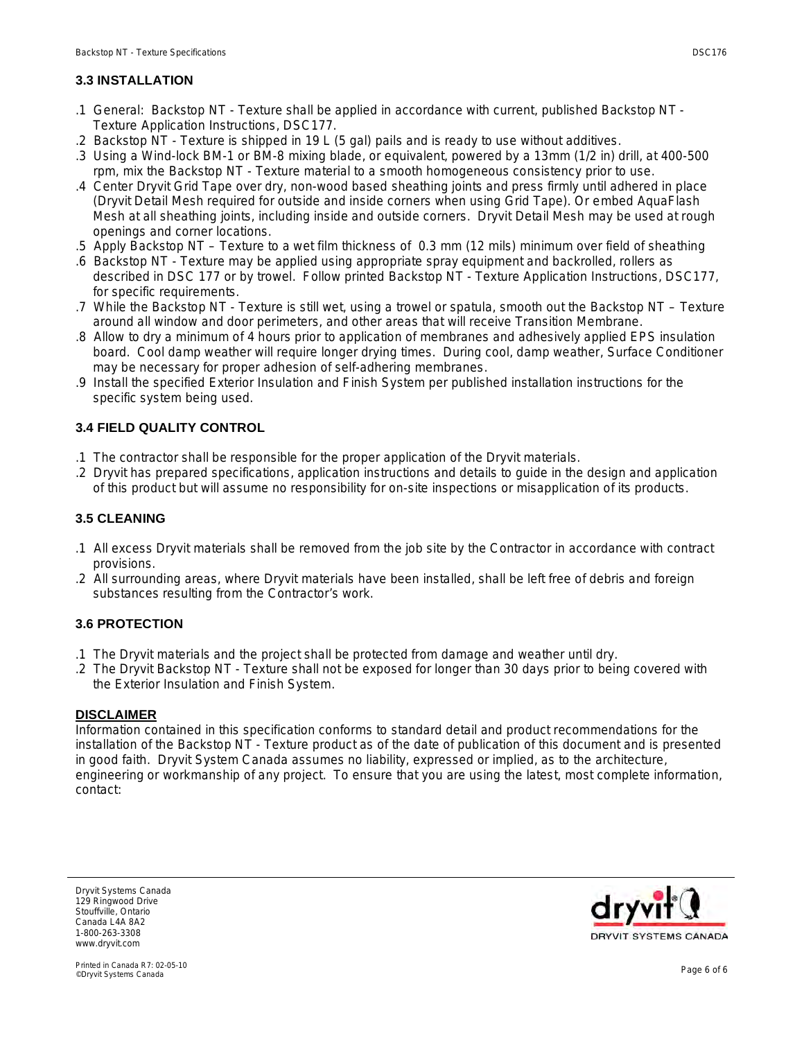### 3.3 INSTALLATION

.1 General: Backstop NT - Texture shall be applied in accordance with current, published Backstop NT - Texture Application Instructions, DSC177.

.2 Backstop NT - Texture is shipped in 19 L (5 gal) pails and is ready to use without additives.

.3 Using a Wind-lock BM-1 or BM-8 mixing blade, or equivalent, powered by a 13mm (1/2 in) drill, at 400-500 rpm, mix the Backstop NT - Texture material to a smooth homogeneous consistency prior to use.

.4 Center Dryvit Grid Tape over dry, non-wood based sheathing joints and press firmly until adhered in place (Dryvit Detail Mesh required for outside and inside corners when using Grid Tape). Or embed AquaFlash Mesh at all sheathing joints, including inside and outside corners. Dryvit Detail Mesh may be used at rough openings and corner locations.

.5 Apply Backstop NT – Texture to a wet film thickness of 0.3 mm (12 mils) minimum over field of sheathing

.6 Backstop NT - Texture may be applied using appropriate spray equipment and backrolled, rollers as described in DSC 177 or by trowel. Follow printed Backstop NT - Texture Application Instructions, DSC177, for specific requirements.

.7 While the Backstop NT - Texture is still wet, using a trowel or spatula, smooth out the Backstop NT – Texture around all window and door perimeters, and other areas that will receive Transition Membrane.

.8 Allow to dry a minimum of 4 hours prior to application of membranes and adhesively applied EPS insulation board. Cool damp weather will require longer drying times. During cool, damp weather, Surface Conditioner may be necessary for proper adhesion of self-adhering membranes.

.9 Install the specified Exterior Insulation and Finish System per published installation instructions for the specific system being used.

### 3.4 FIELD QUALITY CONTROL

.1 The contractor shall be responsible for the proper application of the Dryvit materials.

.2 Dryvit has prepared specifications, application instructions and details to guide in the design and application of this product but will assume no responsibility for on-site inspections or misapplication of its products.

### 3.5 CLEANING

.1 All excess Dryvit materials shall be removed from the job site by the Contractor in accordance with contract provisions.

.2 All surrounding areas, where Dryvit materials have been installed, shall be left free of debris and foreign substances resulting from the Contractor's work.

### 3.6 PROTECTION

.1 The Dryvit materials and the project shall be protected from damage and weather until dry.

.2 The Dryvit Backstop NT - Texture shall not be exposed for longer than 30 days prior to being covered with the Exterior Insulation and Finish System.

**DISCLAIMER**

*Information contained in this specification conforms to standard detail and product recommendations for the installation of the Backstop NT - Texture product as of the date of publication of this document and is presented in good faith. Dryvit System Canada assumes no liability, expressed or implied, as to the architecture, engineering or workmanship of any project. To ensure that you are using the latest, most complete information, contact:*

Dryvit Systems Canada
129 Ringwood Drive
Stouffville, Ontario
Canada L4A 8A2
1-800-263-3308
www.dryvit.com

dryvit® DRYVIT SYSTEMS CANADA

Printed in Canada R7: 02-05-10
©Dryvit Systems Canada